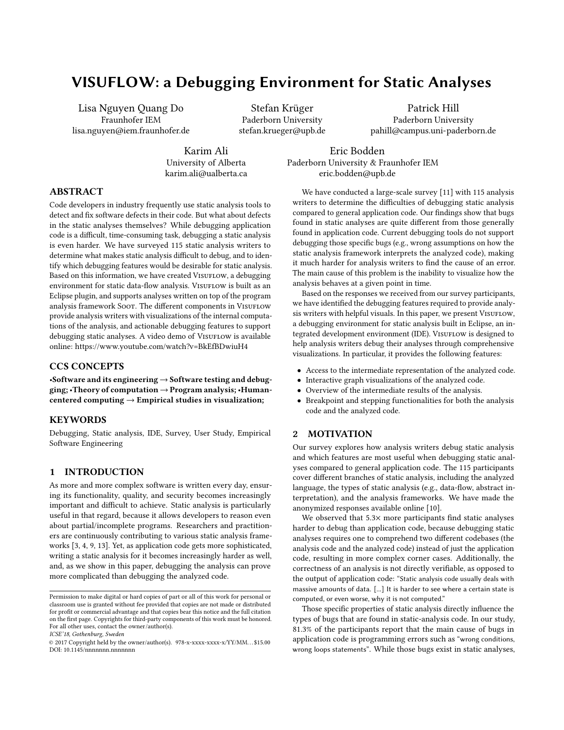# VISUFLOW: a Debugging Environment for Static Analyses

Lisa Nguyen Quang Do
Fraunhofer IEM
lisa.nguyen@iem.fraunhofer.de

Stefan Krüger
Paderborn University
stefan.krueger@upb.de

Patrick Hill
Paderborn University
pahill@campus.uni-paderborn.de

Karim Ali
University of Alberta
karim.ali@ualberta.ca

Eric Bodden
Paderborn University & Fraunhofer IEM
eric.bodden@upb.de

## ABSTRACT

Code developers in industry frequently use static analysis tools to detect and fix software defects in their code. But what about defects in the static analyses themselves? While debugging application code is a difficult, time-consuming task, debugging a static analysis is even harder. We have surveyed 115 static analysis writers to determine what makes static analysis difficult to debug, and to identify which debugging features would be desirable for static analysis. Based on this information, we have created VISUFLOW, a debugging environment for static data-flow analysis. VISUFLOW is built as an Eclipse plugin, and supports analyses written on top of the program analysis framework SOOT. The different components in VISUFLOW provide analysis writers with visualizations of the internal computations of the analysis, and actionable debugging features to support debugging static analyses. A video demo of VISUFLOW is available online: https://www.youtube.com/watch?v=BkEfBDwiuH4

## CCS CONCEPTS

**•Software and its engineering → Software testing and debugging; •Theory of computation → Program analysis; •Human-centered computing → Empirical studies in visualization;**

## KEYWORDS

Debugging, Static analysis, IDE, Survey, User Study, Empirical Software Engineering

## 1 INTRODUCTION

As more and more complex software is written every day, ensuring its functionality, quality, and security becomes increasingly important and difficult to achieve. Static analysis is particularly useful in that regard, because it allows developers to reason even about partial/incomplete programs. Researchers and practitioners are continuously contributing to various static analysis frameworks [3, 4, 9, 13]. Yet, as application code gets more sophisticated, writing a static analysis for it becomes increasingly harder as well, and, as we show in this paper, debugging the analysis can prove more complicated than debugging the analyzed code.

Permission to make digital or hard copies of part or all of this work for personal or classroom use is granted without fee provided that copies are not made or distributed for profit or commercial advantage and that copies bear this notice and the full citation on the first page. Copyrights for third-party components of this work must be honored. For all other uses, contact the owner/author(s).
*ICSE'18, Gothenburg, Sweden*
© 2017 Copyright held by the owner/author(s). 978-x-xxxx-xxxx-x/YY/MM...$15.00
DOI: 10.1145/nnnnnnn.nnnnnnn

We have conducted a large-scale survey [11] with 115 analysis writers to determine the difficulties of debugging static analysis compared to general application code. Our findings show that bugs found in static analyses are quite different from those generally found in application code. Current debugging tools do not support debugging those specific bugs (e.g., wrong assumptions on how the static analysis framework interprets the analyzed code), making it much harder for analysis writers to find the cause of an error. The main cause of this problem is the inability to visualize how the analysis behaves at a given point in time.

Based on the responses we received from our survey participants, we have identified the debugging features required to provide analysis writers with helpful visuals. In this paper, we present VISUFLOW, a debugging environment for static analysis built in Eclipse, an integrated development environment (IDE). VISUFLOW is designed to help analysis writers debug their analyses through comprehensive visualizations. In particular, it provides the following features:

- Access to the intermediate representation of the analyzed code.
- Interactive graph visualizations of the analyzed code.
- Overview of the intermediate results of the analysis.
- Breakpoint and stepping functionalities for both the analysis code and the analyzed code.

## 2 MOTIVATION

Our survey explores how analysis writers debug static analysis and which features are most useful when debugging static analyses compared to general application code. The 115 participants cover different branches of static analysis, including the analyzed language, the types of static analysis (e.g., data-flow, abstract interpretation), and the analysis frameworks. We have made the anonymized responses available online [10].

We observed that 5.3× more participants find static analyses harder to debug than application code, because debugging static analyses requires one to comprehend two different codebases (the analysis code and the analyzed code) instead of just the application code, resulting in more complex corner cases. Additionally, the correctness of an analysis is not directly verifiable, as opposed to the output of application code: "Static analysis code usually deals with massive amounts of data. [...] It is harder to see where a certain state is computed, or even worse, why it is not computed."

Those specific properties of static analysis directly influence the types of bugs that are found in static-analysis code. In our study, 81.3% of the participants report that the main cause of bugs in application code is programming errors such as "wrong conditions, wrong loops statements". While those bugs exist in static analyses,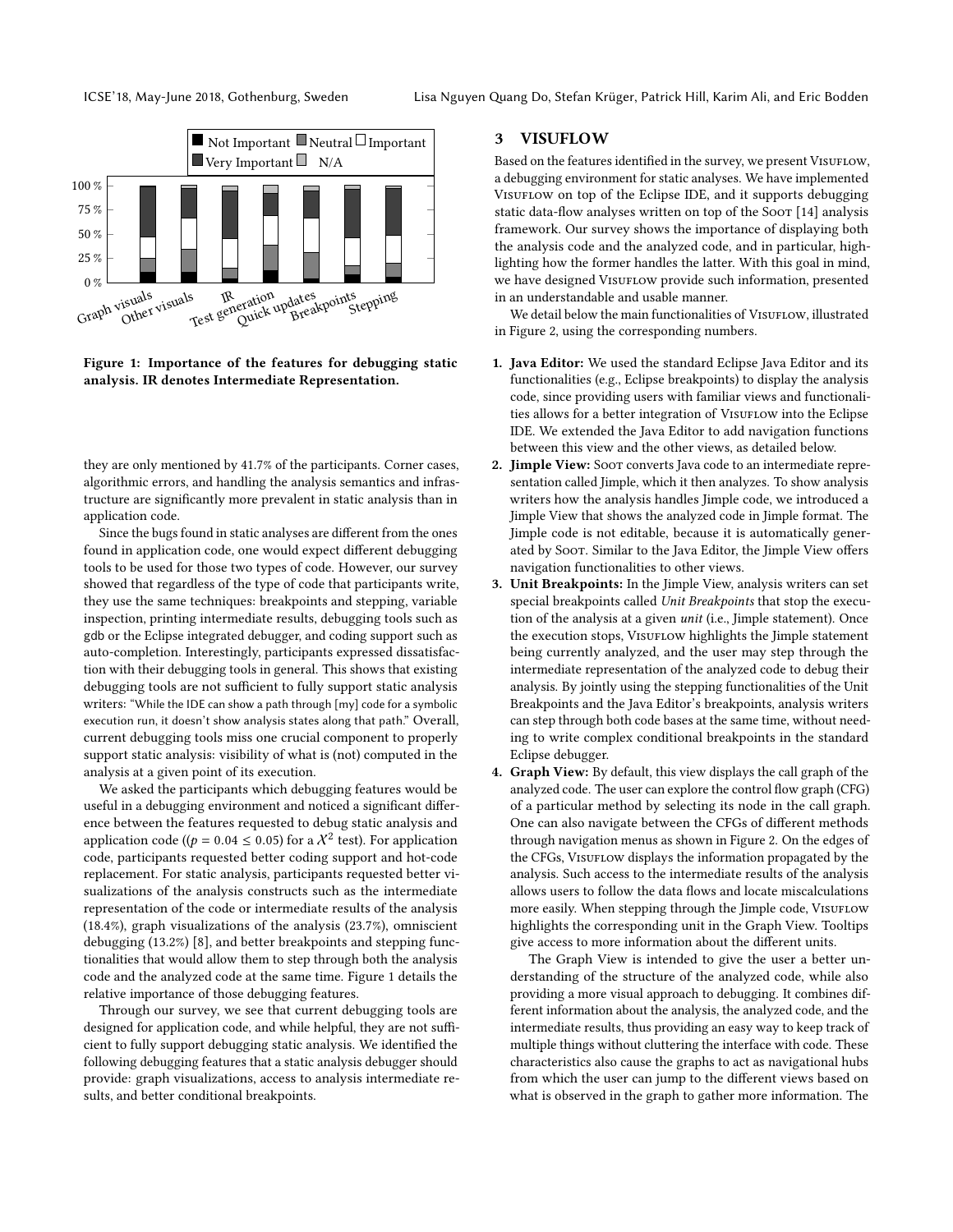Not Important Neutral Important
Very Important N/A

100 %
75 %
50 %
25 %
0 %

Graph visuals
Other visuals
IR
Test generation
Quick updates
Breakpoints
Stepping

**Figure 1: Importance of the features for debugging static analysis. IR denotes Intermediate Representation.**

they are only mentioned by 41.7% of the participants. Corner cases, algorithmic errors, and handling the analysis semantics and infrastructure are significantly more prevalent in static analysis than in application code.

Since the bugs found in static analyses are different from the ones found in application code, one would expect different debugging tools to be used for those two types of code. However, our survey showed that regardless of the type of code that participants write, they use the same techniques: breakpoints and stepping, variable inspection, printing intermediate results, debugging tools such as gdb or the Eclipse integrated debugger, and coding support such as auto-completion. Interestingly, participants expressed dissatisfaction with their debugging tools in general. This shows that existing debugging tools are not sufficient to fully support static analysis writers: "While the IDE can show a path through [my] code for a symbolic execution run, it doesn't show analysis states along that path." Overall, current debugging tools miss one crucial component to properly support static analysis: visibility of what is (not) computed in the analysis at a given point of its execution.

We asked the participants which debugging features would be useful in a debugging environment and noticed a significant difference between the features requested to debug static analysis and application code (($p = 0.04 \leq 0.05$) for a $\mathcal{X}^2$ test). For application code, participants requested better coding support and hot-code replacement. For static analysis, participants requested better visualizations of the analysis constructs such as the intermediate representation of the code or intermediate results of the analysis (18.4%), graph visualizations of the analysis (23.7%), omniscient debugging (13.2%) [8], and better breakpoints and stepping functionalities that would allow them to step through both the analysis code and the analyzed code at the same time. Figure 1 details the relative importance of those debugging features.

Through our survey, we see that current debugging tools are designed for application code, and while helpful, they are not sufficient to fully support debugging static analysis. We identified the following debugging features that a static analysis debugger should provide: graph visualizations, access to analysis intermediate results, and better conditional breakpoints.

## 3 VISUFLOW

Based on the features identified in the survey, we present VisuFlow, a debugging environment for static analyses. We have implemented VisuFlow on top of the Eclipse IDE, and it supports debugging static data-flow analyses written on top of the Soot [14] analysis framework. Our survey shows the importance of displaying both the analysis code and the analyzed code, and in particular, highlighting how the former handles the latter. With this goal in mind, we have designed VisuFlow provide such information, presented in an understandable and usable manner.

We detail below the main functionalities of VisuFlow, illustrated in Figure 2, using the corresponding numbers.

1. **Java Editor:** We used the standard Eclipse Java Editor and its functionalities (e.g., Eclipse breakpoints) to display the analysis code, since providing users with familiar views and functionalities allows for a better integration of VisuFlow into the Eclipse IDE. We extended the Java Editor to add navigation functions between this view and the other views, as detailed below.
2. **Jimple View:** Soot converts Java code to an intermediate representation called Jimple, which it then analyzes. To show analysis writers how the analysis handles Jimple code, we introduced a Jimple View that shows the analyzed code in Jimple format. The Jimple code is not editable, because it is automatically generated by Soot. Similar to the Java Editor, the Jimple View offers navigation functionalities to other views.
3. **Unit Breakpoints:** In the Jimple View, analysis writers can set special breakpoints called *Unit Breakpoints* that stop the execution of the analysis at a given *unit* (i.e., Jimple statement). Once the execution stops, VisuFlow highlights the Jimple statement being currently analyzed, and the user may step through the intermediate representation of the analyzed code to debug their analysis. By jointly using the stepping functionalities of the Unit Breakpoints and the Java Editor's breakpoints, analysis writers can step through both code bases at the same time, without needing to write complex conditional breakpoints in the standard Eclipse debugger.
4. **Graph View:** By default, this view displays the call graph of the analyzed code. The user can explore the control flow graph (CFG) of a particular method by selecting its node in the call graph. One can also navigate between the CFGs of different methods through navigation menus as shown in Figure 2. On the edges of the CFGs, VisuFlow displays the information propagated by the analysis. Such access to the intermediate results of the analysis allows users to follow the data flows and locate miscalculations more easily. When stepping through the Jimple code, VisuFlow highlights the corresponding unit in the Graph View. Tooltips give access to more information about the different units.

   The Graph View is intended to give the user a better understanding of the structure of the analyzed code, while also providing a more visual approach to debugging. It combines different information about the analysis, the analyzed code, and the intermediate results, thus providing an easy way to keep track of multiple things without cluttering the interface with code. These characteristics also cause the graphs to act as navigational hubs from which the user can jump to the different views based on what is observed in the graph to gather more information. The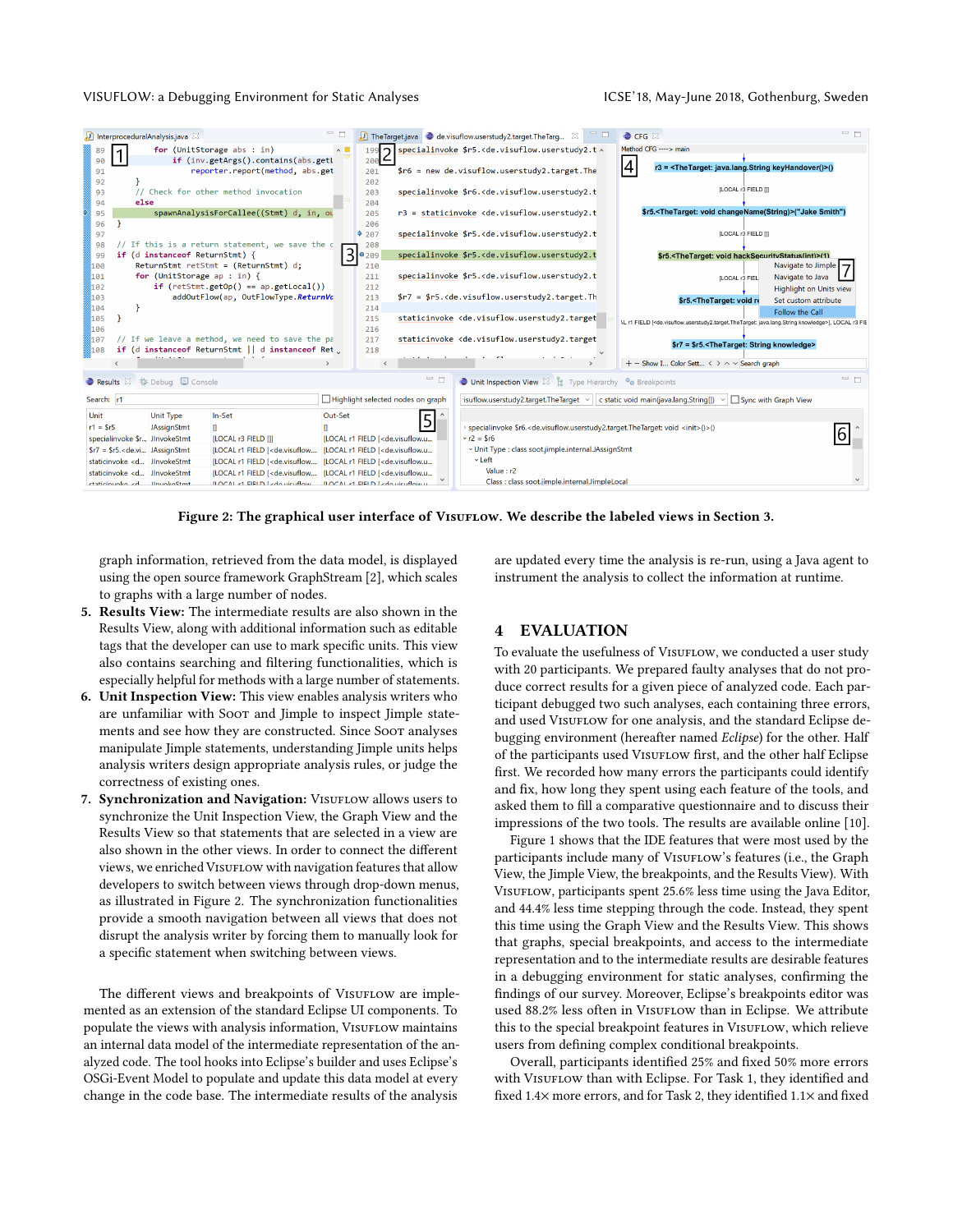Figure 2: The graphical user interface of VISUFLOW. We describe the labeled views in Section 3.

graph information, retrieved from the data model, is displayed using the open source framework GraphStream [2], which scales to graphs with a large number of nodes.

5. **Results View:** The intermediate results are also shown in the Results View, along with additional information such as editable tags that the developer can use to mark specific units. This view also contains searching and filtering functionalities, which is especially helpful for methods with a large number of statements.
6. **Unit Inspection View:** This view enables analysis writers who are unfamiliar with SOOT and Jimple to inspect Jimple statements and see how they are constructed. Since SOOT analyses manipulate Jimple statements, understanding Jimple units helps analysis writers design appropriate analysis rules, or judge the correctness of existing ones.
7. **Synchronization and Navigation:** VISUFLOW allows users to synchronize the Unit Inspection View, the Graph View and the Results View so that statements that are selected in a view are also shown in the other views. In order to connect the different views, we enriched VISUFLOW with navigation features that allow developers to switch between views through drop-down menus, as illustrated in Figure 2. The synchronization functionalities provide a smooth navigation between all views that does not disrupt the analysis writer by forcing them to manually look for a specific statement when switching between views.

The different views and breakpoints of VISUFLOW are implemented as an extension of the standard Eclipse UI components. To populate the views with analysis information, VISUFLOW maintains an internal data model of the intermediate representation of the analyzed code. The tool hooks into Eclipse's builder and uses Eclipse's OSGi-Event Model to populate and update this data model at every change in the code base. The intermediate results of the analysis are updated every time the analysis is re-run, using a Java agent to instrument the analysis to collect the information at runtime.

## 4 EVALUATION

To evaluate the usefulness of VISUFLOW, we conducted a user study with 20 participants. We prepared faulty analyses that do not produce correct results for a given piece of analyzed code. Each participant debugged two such analyses, each containing three errors, and used VISUFLOW for one analysis, and the standard Eclipse debugging environment (hereafter named *Eclipse*) for the other. Half of the participants used VISUFLOW first, and the other half Eclipse first. We recorded how many errors the participants could identify and fix, how long they spent using each feature of the tools, and asked them to fill a comparative questionnaire and to discuss their impressions of the two tools. The results are available online [10].

Figure 1 shows that the IDE features that were most used by the participants include many of VISUFLOW's features (i.e., the Graph View, the Jimple View, the breakpoints, and the Results View). With VISUFLOW, participants spent 25.6% less time using the Java Editor, and 44.4% less time stepping through the code. Instead, they spent this time using the Graph View and the Results View. This shows that graphs, special breakpoints, and access to the intermediate representation and to the intermediate results are desirable features in a debugging environment for static analyses, confirming the findings of our survey. Moreover, Eclipse's breakpoints editor was used 88.2% less often in VISUFLOW than in Eclipse. We attribute this to the special breakpoint features in VISUFLOW, which relieve users from defining complex conditional breakpoints.

Overall, participants identified 25% and fixed 50% more errors with VISUFLOW than with Eclipse. For Task 1, they identified and fixed 1.4× more errors, and for Task 2, they identified 1.1× and fixed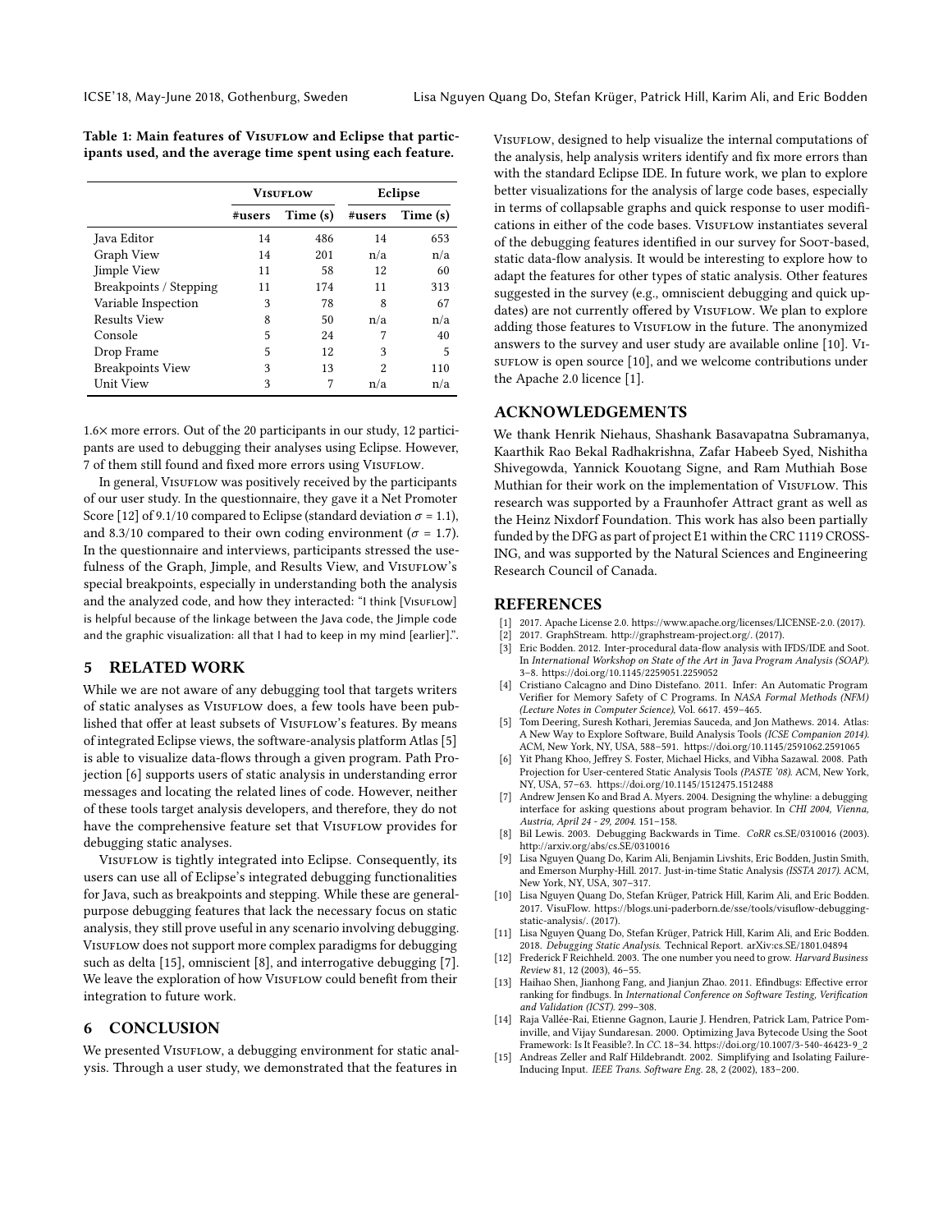**Table 1: Main features of VISUFLOW and Eclipse that participants used, and the average time spent using each feature.**

| | VISUFLOW | | Eclipse | |
|---|---|---|---|---|
| | #users | Time (s) | #users | Time (s) |
| Java Editor | 14 | 486 | 14 | 653 |
| Graph View | 14 | 201 | n/a | n/a |
| Jimple View | 11 | 58 | 12 | 60 |
| Breakpoints / Stepping | 11 | 174 | 11 | 313 |
| Variable Inspection | 3 | 78 | 8 | 67 |
| Results View | 8 | 50 | n/a | n/a |
| Console | 5 | 24 | 7 | 40 |
| Drop Frame | 5 | 12 | 3 | 5 |
| Breakpoints View | 3 | 13 | 2 | 110 |
| Unit View | 3 | 7 | n/a | n/a |

1.6× more errors. Out of the 20 participants in our study, 12 participants are used to debugging their analyses using Eclipse. However, 7 of them still found and fixed more errors using VISUFLOW.

In general, VISUFLOW was positively received by the participants of our user study. In the questionnaire, they gave it a Net Promoter Score [12] of 9.1/10 compared to Eclipse (standard deviation $\sigma = 1.1$), and 8.3/10 compared to their own coding environment ($\sigma = 1.7$). In the questionnaire and interviews, participants stressed the usefulness of the Graph, Jimple, and Results View, and VISUFLOW's special breakpoints, especially in understanding both the analysis and the analyzed code, and how they interacted: "I think [VISUFLOW] is helpful because of the linkage between the Java code, the Jimple code and the graphic visualization: all that I had to keep in my mind [earlier].".

## 5 RELATED WORK

While we are not aware of any debugging tool that targets writers of static analyses as VISUFLOW does, a few tools have been published that offer at least subsets of VISUFLOW's features. By means of integrated Eclipse views, the software-analysis platform Atlas [5] is able to visualize data-flows through a given program. Path Projection [6] supports users of static analysis in understanding error messages and locating the related lines of code. However, neither of these tools target analysis developers, and therefore, they do not have the comprehensive feature set that VISUFLOW provides for debugging static analyses.

VISUFLOW is tightly integrated into Eclipse. Consequently, its users can use all of Eclipse's integrated debugging functionalities for Java, such as breakpoints and stepping. While these are general-purpose debugging features that lack the necessary focus on static analysis, they still prove useful in any scenario involving debugging. VISUFLOW does not support more complex paradigms for debugging such as delta [15], omniscient [8], and interrogative debugging [7]. We leave the exploration of how VISUFLOW could benefit from their integration to future work.

## 6 CONCLUSION

We presented VISUFLOW, a debugging environment for static analysis. Through a user study, we demonstrated that the features in VISUFLOW, designed to help visualize the internal computations of the analysis, help analysis writers identify and fix more errors than with the standard Eclipse IDE. In future work, we plan to explore better visualizations for the analysis of large code bases, especially in terms of collapsable graphs and quick response to user modifications in either of the code bases. VISUFLOW instantiates several of the debugging features identified in our survey for SOOT-based, static data-flow analysis. It would be interesting to explore how to adapt the features for other types of static analysis. Other features suggested in the survey (e.g., omniscient debugging and quick updates) are not currently offered by VISUFLOW. We plan to explore adding those features to VISUFLOW in the future. The anonymized answers to the survey and user study are available online [10]. VISUFLOW is open source [10], and we welcome contributions under the Apache 2.0 licence [1].

## ACKNOWLEDGEMENTS

We thank Henrik Niehaus, Shashank Basavapatna Subramanya, Kaarthik Rao Bekal Radhakrishna, Zafar Habeeb Syed, Nishitha Shivegowda, Yannick Kouotang Signe, and Ram Muthiah Bose Muthian for their work on the implementation of VISUFLOW. This research was supported by a Fraunhofer Attract grant as well as the Heinz Nixdorf Foundation. This work has also been partially funded by the DFG as part of project E1 within the CRC 1119 CROSSING, and was supported by the Natural Sciences and Engineering Research Council of Canada.

## REFERENCES

[1] 2017. Apache License 2.0. https://www.apache.org/licenses/LICENSE-2.0. (2017).

[2] 2017. GraphStream. http://graphstream-project.org/. (2017).

[3] Eric Bodden. 2012. Inter-procedural data-flow analysis with IFDS/IDE and Soot. In *International Workshop on State of the Art in Java Program Analysis (SOAP)*. 3–8. https://doi.org/10.1145/2259051.2259052

[4] Cristiano Calcagno and Dino Distefano. 2011. Infer: An Automatic Program Verifier for Memory Safety of C Programs. In *NASA Formal Methods (NFM) (Lecture Notes in Computer Science)*, Vol. 6617. 459–465.

[5] Tom Deering, Suresh Kothari, Jeremias Sauceda, and Jon Mathews. 2014. Atlas: A New Way to Explore Software, Build Analysis Tools *(ICSE Companion 2014)*. ACM, New York, NY, USA, 588–591. https://doi.org/10.1145/2591062.2591065

[6] Yit Phang Khoo, Jeffrey S. Foster, Michael Hicks, and Vibha Sazawal. 2008. Path Projection for User-centered Static Analysis Tools *(PASTE '08)*. ACM, New York, NY, USA, 57–63. https://doi.org/10.1145/1512475.1512488

[7] Andrew Jensen Ko and Brad A. Myers. 2004. Designing the whyline: a debugging interface for asking questions about program behavior. In *CHI 2004, Vienna, Austria, April 24 - 29, 2004*. 151–158.

[8] Bil Lewis. 2003. Debugging Backwards in Time. *CoRR* cs.SE/0310016 (2003). http://arxiv.org/abs/cs.SE/0310016

[9] Lisa Nguyen Quang Do, Karim Ali, Benjamin Livshits, Eric Bodden, Justin Smith, and Emerson Murphy-Hill. 2017. Just-in-time Static Analysis *(ISSTA 2017)*. ACM, New York, NY, USA, 307–317.

[10] Lisa Nguyen Quang Do, Stefan Krüger, Patrick Hill, Karim Ali, and Eric Bodden. 2017. VisuFlow. https://blogs.uni-paderborn.de/sse/tools/visuflow-debugging-static-analysis/. (2017).

[11] Lisa Nguyen Quang Do, Stefan Krüger, Patrick Hill, Karim Ali, and Eric Bodden. 2018. *Debugging Static Analysis.* Technical Report. arXiv:cs.SE/1801.04894

[12] Frederick F Reichheld. 2003. The one number you need to grow. *Harvard Business Review* 81, 12 (2003), 46–55.

[13] Haihao Shen, Jianhong Fang, and Jianjun Zhao. 2011. Efindbugs: Effective error ranking for findbugs. In *International Conference on Software Testing, Verification and Validation (ICST)*. 299–308.

[14] Raja Vallée-Rai, Etienne Gagnon, Laurie J. Hendren, Patrick Lam, Patrice Pominville, and Vijay Sundaresan. 2000. Optimizing Java Bytecode Using the Soot Framework: Is It Feasible?. In *CC*. 18–34. https://doi.org/10.1007/3-540-46423-9_2

[15] Andreas Zeller and Ralf Hildebrandt. 2002. Simplifying and Isolating Failure-Inducing Input. *IEEE Trans. Software Eng.* 28, 2 (2002), 183–200.